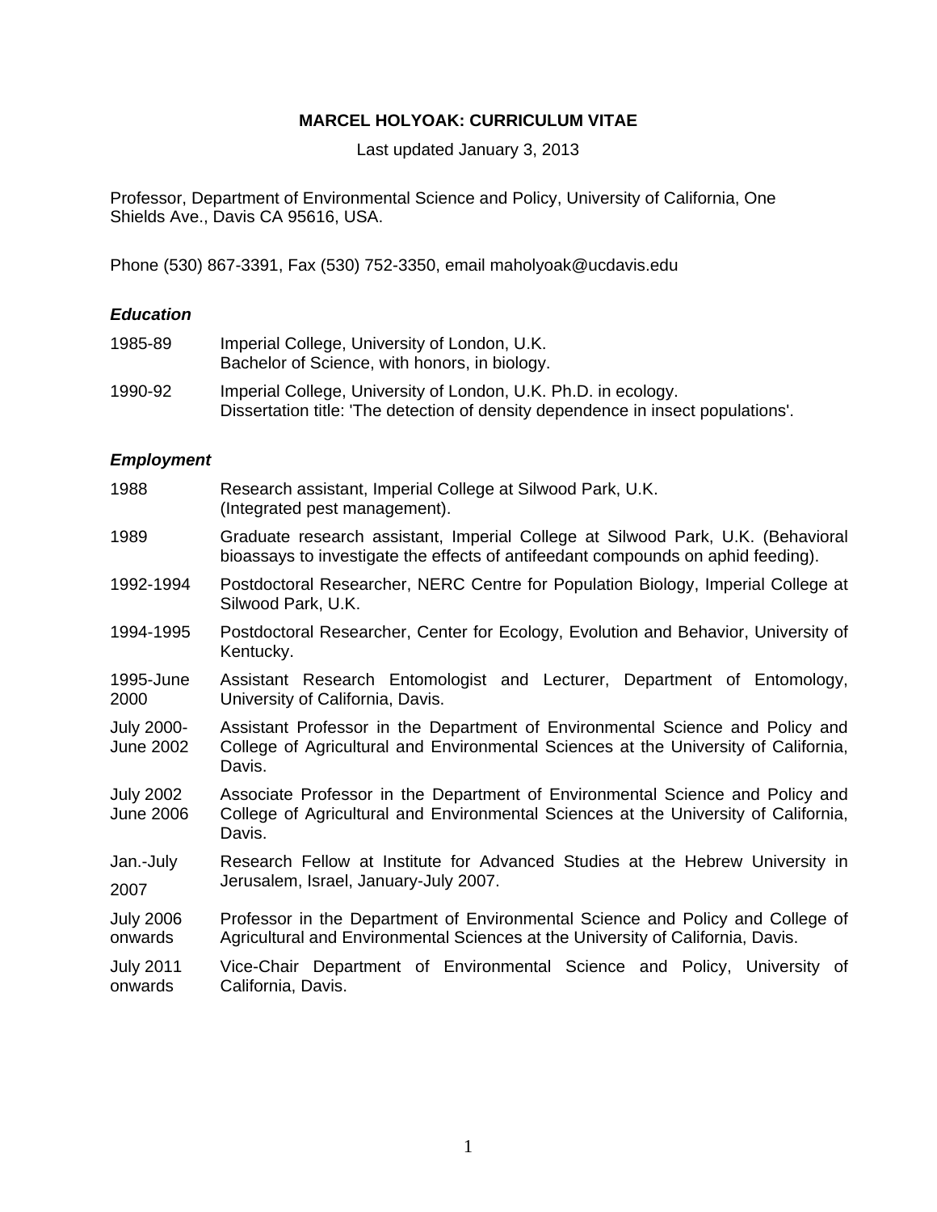# MARCEL HOLYOAK: CURRICULUM VITAE

Last updated January 3, 2013

Professor, Department of Environmental Science and Policy, University of California, One Shields Ave., Davis CA 95616, USA.

Phone (530) 867-3391, Fax (530) 752-3350, email maholyoak@ucdavis.edu

### *Education*

| | |
|---|---|
| 1985-89 | Imperial College, University of London, U.K. Bachelor of Science, with honors, in biology. |
| 1990-92 | Imperial College, University of London, U.K. Ph.D. in ecology. Dissertation title: 'The detection of density dependence in insect populations'. |

### *Employment*

| | |
|---|---|
| 1988 | Research assistant, Imperial College at Silwood Park, U.K. (Integrated pest management). |
| 1989 | Graduate research assistant, Imperial College at Silwood Park, U.K. (Behavioral bioassays to investigate the effects of antifeedant compounds on aphid feeding). |
| 1992-1994 | Postdoctoral Researcher, NERC Centre for Population Biology, Imperial College at Silwood Park, U.K. |
| 1994-1995 | Postdoctoral Researcher, Center for Ecology, Evolution and Behavior, University of Kentucky. |
| 1995-June 2000 | Assistant Research Entomologist and Lecturer, Department of Entomology, University of California, Davis. |
| July 2000-June 2002 | Assistant Professor in the Department of Environmental Science and Policy and College of Agricultural and Environmental Sciences at the University of California, Davis. |
| July 2002 June 2006 | Associate Professor in the Department of Environmental Science and Policy and College of Agricultural and Environmental Sciences at the University of California, Davis. |
| Jan.-July 2007 | Research Fellow at Institute for Advanced Studies at the Hebrew University in Jerusalem, Israel, January-July 2007. |
| July 2006 onwards | Professor in the Department of Environmental Science and Policy and College of Agricultural and Environmental Sciences at the University of California, Davis. |
| July 2011 onwards | Vice-Chair Department of Environmental Science and Policy, University of California, Davis. |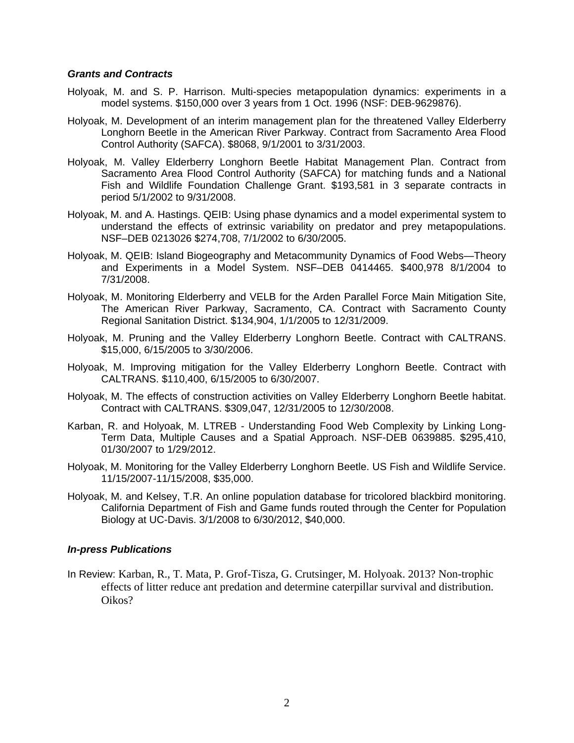### *Grants and Contracts*

Holyoak, M. and S. P. Harrison. Multi-species metapopulation dynamics: experiments in a model systems. $150,000 over 3 years from 1 Oct. 1996 (NSF: DEB-9629876).

Holyoak, M. Development of an interim management plan for the threatened Valley Elderberry Longhorn Beetle in the American River Parkway. Contract from Sacramento Area Flood Control Authority (SAFCA). $8068, 9/1/2001 to 3/31/2003.

Holyoak, M. Valley Elderberry Longhorn Beetle Habitat Management Plan. Contract from Sacramento Area Flood Control Authority (SAFCA) for matching funds and a National Fish and Wildlife Foundation Challenge Grant. $193,581 in 3 separate contracts in period 5/1/2002 to 9/31/2008.

Holyoak, M. and A. Hastings. QEIB: Using phase dynamics and a model experimental system to understand the effects of extrinsic variability on predator and prey metapopulations. NSF–DEB 0213026 $274,708, 7/1/2002 to 6/30/2005.

Holyoak, M. QEIB: Island Biogeography and Metacommunity Dynamics of Food Webs—Theory and Experiments in a Model System. NSF–DEB 0414465. $400,978 8/1/2004 to 7/31/2008.

Holyoak, M. Monitoring Elderberry and VELB for the Arden Parallel Force Main Mitigation Site, The American River Parkway, Sacramento, CA. Contract with Sacramento County Regional Sanitation District. $134,904, 1/1/2005 to 12/31/2009.

Holyoak, M. Pruning and the Valley Elderberry Longhorn Beetle. Contract with CALTRANS. $15,000, 6/15/2005 to 3/30/2006.

Holyoak, M. Improving mitigation for the Valley Elderberry Longhorn Beetle. Contract with CALTRANS. $110,400, 6/15/2005 to 6/30/2007.

Holyoak, M. The effects of construction activities on Valley Elderberry Longhorn Beetle habitat. Contract with CALTRANS. $309,047, 12/31/2005 to 12/30/2008.

Karban, R. and Holyoak, M. LTREB - Understanding Food Web Complexity by Linking Long-Term Data, Multiple Causes and a Spatial Approach. NSF-DEB 0639885. $295,410, 01/30/2007 to 1/29/2012.

Holyoak, M. Monitoring for the Valley Elderberry Longhorn Beetle. US Fish and Wildlife Service. 11/15/2007-11/15/2008, $35,000.

Holyoak, M. and Kelsey, T.R. An online population database for tricolored blackbird monitoring. California Department of Fish and Game funds routed through the Center for Population Biology at UC-Davis. 3/1/2008 to 6/30/2012, $40,000.

### *In-press Publications*

In Review: Karban, R., T. Mata, P. Grof-Tisza, G. Crutsinger, M. Holyoak. 2013? Non-trophic effects of litter reduce ant predation and determine caterpillar survival and distribution. Oikos?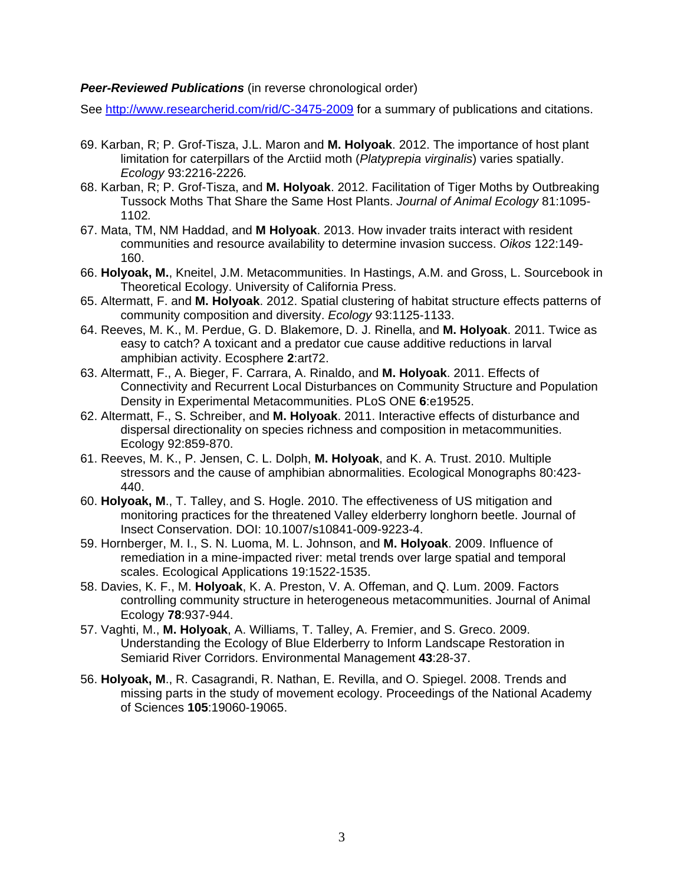***Peer-Reviewed Publications*** (in reverse chronological order)

See http://www.researcherid.com/rid/C-3475-2009 for a summary of publications and citations.

69. Karban, R; P. Grof-Tisza, J.L. Maron and **M. Holyoak**. 2012. The importance of host plant limitation for caterpillars of the Arctiid moth (*Platyprepia virginalis*) varies spatially. *Ecology* 93:2216-2226*.*
68. Karban, R; P. Grof-Tisza, and **M. Holyoak**. 2012. Facilitation of Tiger Moths by Outbreaking Tussock Moths That Share the Same Host Plants. *Journal of Animal Ecology* 81:1095-1102*.*
67. Mata, TM, NM Haddad, and **M Holyoak**. 2013. How invader traits interact with resident communities and resource availability to determine invasion success. *Oikos* 122:149-160.
66. **Holyoak, M.**, Kneitel, J.M. Metacommunities. In Hastings, A.M. and Gross, L. Sourcebook in Theoretical Ecology. University of California Press.
65. Altermatt, F. and **M. Holyoak**. 2012. Spatial clustering of habitat structure effects patterns of community composition and diversity. *Ecology* 93:1125-1133.
64. Reeves, M. K., M. Perdue, G. D. Blakemore, D. J. Rinella, and **M. Holyoak**. 2011. Twice as easy to catch? A toxicant and a predator cue cause additive reductions in larval amphibian activity. Ecosphere **2**:art72.
63. Altermatt, F., A. Bieger, F. Carrara, A. Rinaldo, and **M. Holyoak**. 2011. Effects of Connectivity and Recurrent Local Disturbances on Community Structure and Population Density in Experimental Metacommunities. PLoS ONE **6**:e19525.
62. Altermatt, F., S. Schreiber, and **M. Holyoak**. 2011. Interactive effects of disturbance and dispersal directionality on species richness and composition in metacommunities. Ecology 92:859-870.
61. Reeves, M. K., P. Jensen, C. L. Dolph, **M. Holyoak**, and K. A. Trust. 2010. Multiple stressors and the cause of amphibian abnormalities. Ecological Monographs 80:423-440.
60. **Holyoak, M**., T. Talley, and S. Hogle. 2010. The effectiveness of US mitigation and monitoring practices for the threatened Valley elderberry longhorn beetle. Journal of Insect Conservation. DOI: 10.1007/s10841-009-9223-4.
59. Hornberger, M. I., S. N. Luoma, M. L. Johnson, and **M. Holyoak**. 2009. Influence of remediation in a mine-impacted river: metal trends over large spatial and temporal scales. Ecological Applications 19:1522-1535.
58. Davies, K. F., M. **Holyoak**, K. A. Preston, V. A. Offeman, and Q. Lum. 2009. Factors controlling community structure in heterogeneous metacommunities. Journal of Animal Ecology **78**:937-944.
57. Vaghti, M., **M. Holyoak**, A. Williams, T. Talley, A. Fremier, and S. Greco. 2009. Understanding the Ecology of Blue Elderberry to Inform Landscape Restoration in Semiarid River Corridors. Environmental Management **43**:28-37.
56. **Holyoak, M**., R. Casagrandi, R. Nathan, E. Revilla, and O. Spiegel. 2008. Trends and missing parts in the study of movement ecology. Proceedings of the National Academy of Sciences **105**:19060-19065.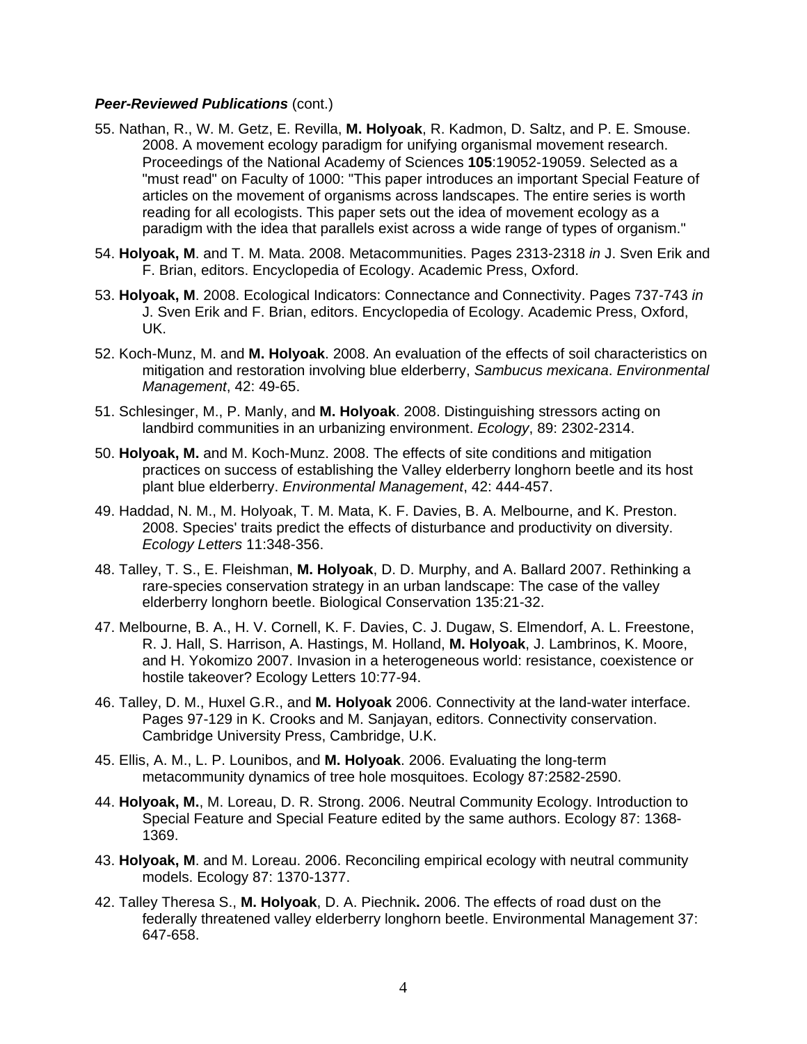***Peer-Reviewed Publications*** (cont.)

55. Nathan, R., W. M. Getz, E. Revilla, **M. Holyoak**, R. Kadmon, D. Saltz, and P. E. Smouse. 2008. A movement ecology paradigm for unifying organismal movement research. Proceedings of the National Academy of Sciences **105**:19052-19059. Selected as a "must read" on Faculty of 1000: "This paper introduces an important Special Feature of articles on the movement of organisms across landscapes. The entire series is worth reading for all ecologists. This paper sets out the idea of movement ecology as a paradigm with the idea that parallels exist across a wide range of types of organism."

54. **Holyoak, M**. and T. M. Mata. 2008. Metacommunities. Pages 2313-2318 *in* J. Sven Erik and F. Brian, editors. Encyclopedia of Ecology. Academic Press, Oxford.

53. **Holyoak, M**. 2008. Ecological Indicators: Connectance and Connectivity. Pages 737-743 *in* J. Sven Erik and F. Brian, editors. Encyclopedia of Ecology. Academic Press, Oxford, UK.

52. Koch-Munz, M. and **M. Holyoak**. 2008. An evaluation of the effects of soil characteristics on mitigation and restoration involving blue elderberry, *Sambucus mexicana*. *Environmental Management*, 42: 49-65.

51. Schlesinger, M., P. Manly, and **M. Holyoak**. 2008. Distinguishing stressors acting on landbird communities in an urbanizing environment. *Ecology*, 89: 2302-2314.

50. **Holyoak, M.** and M. Koch-Munz. 2008. The effects of site conditions and mitigation practices on success of establishing the Valley elderberry longhorn beetle and its host plant blue elderberry. *Environmental Management*, 42: 444-457.

49. Haddad, N. M., M. Holyoak, T. M. Mata, K. F. Davies, B. A. Melbourne, and K. Preston. 2008. Species' traits predict the effects of disturbance and productivity on diversity. *Ecology Letters* 11:348-356.

48. Talley, T. S., E. Fleishman, **M. Holyoak**, D. D. Murphy, and A. Ballard 2007. Rethinking a rare-species conservation strategy in an urban landscape: The case of the valley elderberry longhorn beetle. Biological Conservation 135:21-32.

47. Melbourne, B. A., H. V. Cornell, K. F. Davies, C. J. Dugaw, S. Elmendorf, A. L. Freestone, R. J. Hall, S. Harrison, A. Hastings, M. Holland, **M. Holyoak**, J. Lambrinos, K. Moore, and H. Yokomizo 2007. Invasion in a heterogeneous world: resistance, coexistence or hostile takeover? Ecology Letters 10:77-94.

46. Talley, D. M., Huxel G.R., and **M. Holyoak** 2006. Connectivity at the land-water interface. Pages 97-129 in K. Crooks and M. Sanjayan, editors. Connectivity conservation. Cambridge University Press, Cambridge, U.K.

45. Ellis, A. M., L. P. Lounibos, and **M. Holyoak**. 2006. Evaluating the long-term metacommunity dynamics of tree hole mosquitoes. Ecology 87:2582-2590.

44. **Holyoak, M.**, M. Loreau, D. R. Strong. 2006. Neutral Community Ecology. Introduction to Special Feature and Special Feature edited by the same authors. Ecology 87: 1368-1369.

43. **Holyoak, M**. and M. Loreau. 2006. Reconciling empirical ecology with neutral community models. Ecology 87: 1370-1377.

42. Talley Theresa S., **M. Holyoak**, D. A. Piechnik**.** 2006. The effects of road dust on the federally threatened valley elderberry longhorn beetle. Environmental Management 37: 647-658.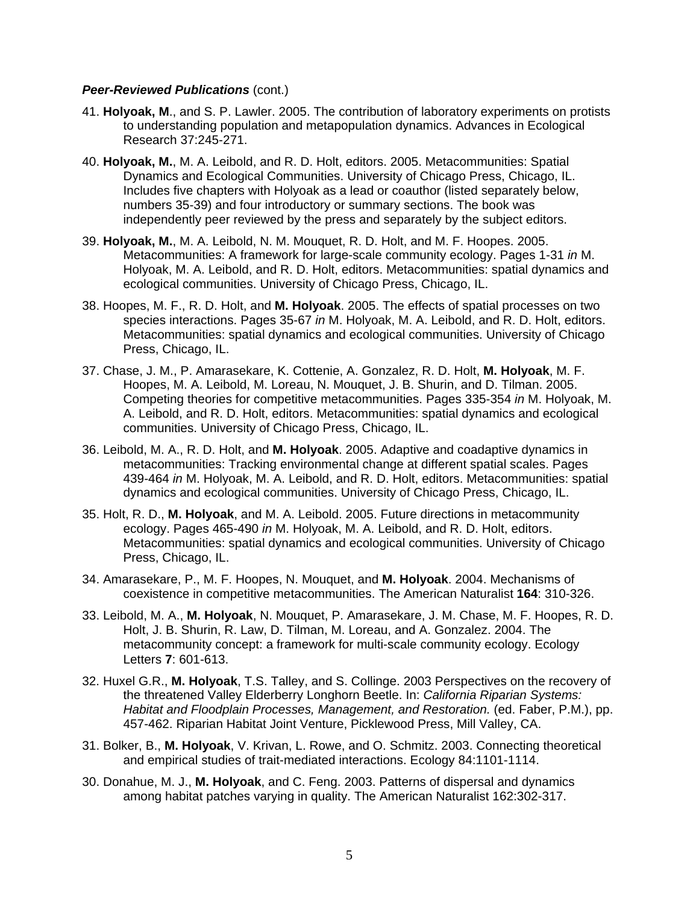***Peer-Reviewed Publications*** (cont.)

41. **Holyoak, M**., and S. P. Lawler. 2005. The contribution of laboratory experiments on protists to understanding population and metapopulation dynamics. Advances in Ecological Research 37:245-271.

40. **Holyoak, M.**, M. A. Leibold, and R. D. Holt, editors. 2005. Metacommunities: Spatial Dynamics and Ecological Communities. University of Chicago Press, Chicago, IL. Includes five chapters with Holyoak as a lead or coauthor (listed separately below, numbers 35-39) and four introductory or summary sections. The book was independently peer reviewed by the press and separately by the subject editors.

39. **Holyoak, M.**, M. A. Leibold, N. M. Mouquet, R. D. Holt, and M. F. Hoopes. 2005. Metacommunities: A framework for large-scale community ecology. Pages 1-31 *in* M. Holyoak, M. A. Leibold, and R. D. Holt, editors. Metacommunities: spatial dynamics and ecological communities. University of Chicago Press, Chicago, IL.

38. Hoopes, M. F., R. D. Holt, and **M. Holyoak**. 2005. The effects of spatial processes on two species interactions. Pages 35-67 *in* M. Holyoak, M. A. Leibold, and R. D. Holt, editors. Metacommunities: spatial dynamics and ecological communities. University of Chicago Press, Chicago, IL.

37. Chase, J. M., P. Amarasekare, K. Cottenie, A. Gonzalez, R. D. Holt, **M. Holyoak**, M. F. Hoopes, M. A. Leibold, M. Loreau, N. Mouquet, J. B. Shurin, and D. Tilman. 2005. Competing theories for competitive metacommunities. Pages 335-354 *in* M. Holyoak, M. A. Leibold, and R. D. Holt, editors. Metacommunities: spatial dynamics and ecological communities. University of Chicago Press, Chicago, IL.

36. Leibold, M. A., R. D. Holt, and **M. Holyoak**. 2005. Adaptive and coadaptive dynamics in metacommunities: Tracking environmental change at different spatial scales. Pages 439-464 *in* M. Holyoak, M. A. Leibold, and R. D. Holt, editors. Metacommunities: spatial dynamics and ecological communities. University of Chicago Press, Chicago, IL.

35. Holt, R. D., **M. Holyoak**, and M. A. Leibold. 2005. Future directions in metacommunity ecology. Pages 465-490 *in* M. Holyoak, M. A. Leibold, and R. D. Holt, editors. Metacommunities: spatial dynamics and ecological communities. University of Chicago Press, Chicago, IL.

34. Amarasekare, P., M. F. Hoopes, N. Mouquet, and **M. Holyoak**. 2004. Mechanisms of coexistence in competitive metacommunities. The American Naturalist **164**: 310-326.

33. Leibold, M. A., **M. Holyoak**, N. Mouquet, P. Amarasekare, J. M. Chase, M. F. Hoopes, R. D. Holt, J. B. Shurin, R. Law, D. Tilman, M. Loreau, and A. Gonzalez. 2004. The metacommunity concept: a framework for multi-scale community ecology. Ecology Letters **7**: 601-613.

32. Huxel G.R., **M. Holyoak**, T.S. Talley, and S. Collinge. 2003 Perspectives on the recovery of the threatened Valley Elderberry Longhorn Beetle. In: *California Riparian Systems: Habitat and Floodplain Processes, Management, and Restoration.* (ed. Faber, P.M.), pp. 457-462. Riparian Habitat Joint Venture, Picklewood Press, Mill Valley, CA.

31. Bolker, B., **M. Holyoak**, V. Krivan, L. Rowe, and O. Schmitz. 2003. Connecting theoretical and empirical studies of trait-mediated interactions. Ecology 84:1101-1114.

30. Donahue, M. J., **M. Holyoak**, and C. Feng. 2003. Patterns of dispersal and dynamics among habitat patches varying in quality. The American Naturalist 162:302-317.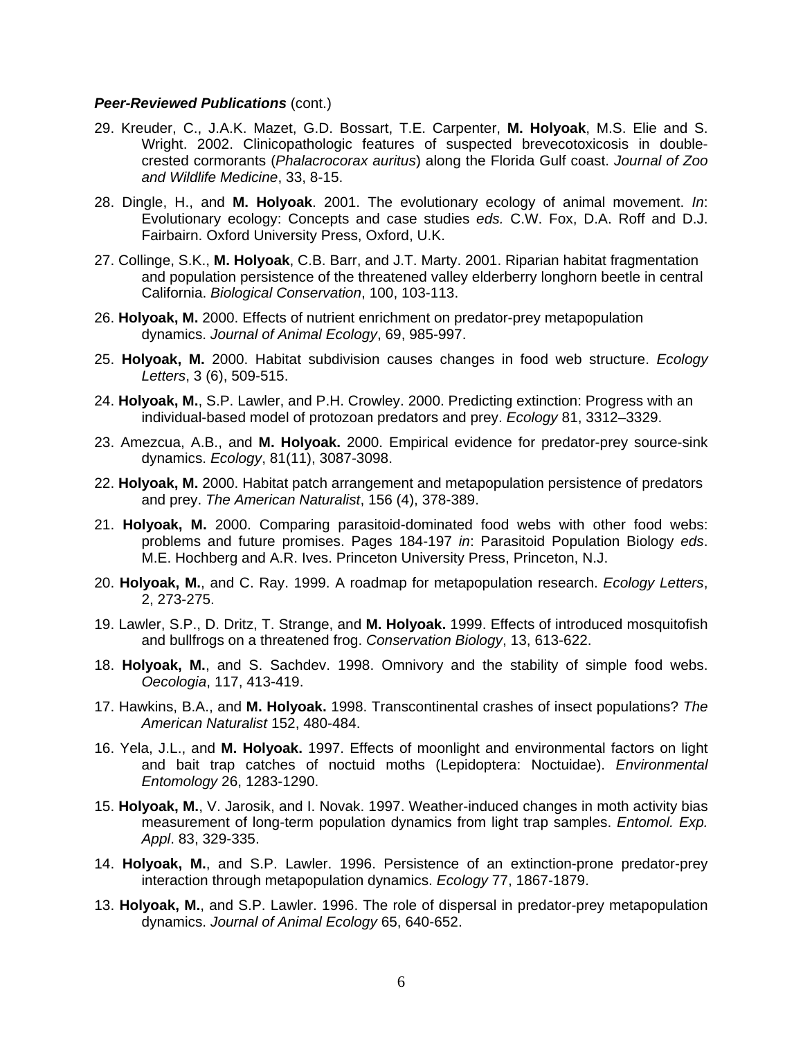***Peer-Reviewed Publications*** (cont.)

29. Kreuder, C., J.A.K. Mazet, G.D. Bossart, T.E. Carpenter, **M. Holyoak**, M.S. Elie and S. Wright. 2002. Clinicopathologic features of suspected brevecotoxicosis in double-crested cormorants (*Phalacrocorax auritus*) along the Florida Gulf coast. *Journal of Zoo and Wildlife Medicine*, 33, 8-15.

28. Dingle, H., and **M. Holyoak**. 2001. The evolutionary ecology of animal movement. *In*: Evolutionary ecology: Concepts and case studies *eds.* C.W. Fox, D.A. Roff and D.J. Fairbairn. Oxford University Press, Oxford, U.K.

27. Collinge, S.K., **M. Holyoak**, C.B. Barr, and J.T. Marty. 2001. Riparian habitat fragmentation and population persistence of the threatened valley elderberry longhorn beetle in central California. *Biological Conservation*, 100, 103-113.

26. **Holyoak, M.** 2000. Effects of nutrient enrichment on predator-prey metapopulation dynamics. *Journal of Animal Ecology*, 69, 985-997.

25. **Holyoak, M.** 2000. Habitat subdivision causes changes in food web structure. *Ecology Letters*, 3 (6), 509-515.

24. **Holyoak, M.**, S.P. Lawler, and P.H. Crowley. 2000. Predicting extinction: Progress with an individual-based model of protozoan predators and prey. *Ecology* 81, 3312–3329.

23. Amezcua, A.B., and **M. Holyoak.** 2000. Empirical evidence for predator-prey source-sink dynamics. *Ecology*, 81(11), 3087-3098.

22. **Holyoak, M.** 2000. Habitat patch arrangement and metapopulation persistence of predators and prey. *The American Naturalist*, 156 (4), 378-389.

21. **Holyoak, M.** 2000. Comparing parasitoid-dominated food webs with other food webs: problems and future promises. Pages 184-197 *in*: Parasitoid Population Biology *eds*. M.E. Hochberg and A.R. Ives. Princeton University Press, Princeton, N.J.

20. **Holyoak, M.**, and C. Ray. 1999. A roadmap for metapopulation research. *Ecology Letters*, 2, 273-275.

19. Lawler, S.P., D. Dritz, T. Strange, and **M. Holyoak.** 1999. Effects of introduced mosquitofish and bullfrogs on a threatened frog. *Conservation Biology*, 13, 613-622.

18. **Holyoak, M.**, and S. Sachdev. 1998. Omnivory and the stability of simple food webs. *Oecologia*, 117, 413-419.

17. Hawkins, B.A., and **M. Holyoak.** 1998. Transcontinental crashes of insect populations? *The American Naturalist* 152, 480-484.

16. Yela, J.L., and **M. Holyoak.** 1997. Effects of moonlight and environmental factors on light and bait trap catches of noctuid moths (Lepidoptera: Noctuidae). *Environmental Entomology* 26, 1283-1290.

15. **Holyoak, M.**, V. Jarosik, and I. Novak. 1997. Weather-induced changes in moth activity bias measurement of long-term population dynamics from light trap samples. *Entomol. Exp. Appl*. 83, 329-335.

14. **Holyoak, M.**, and S.P. Lawler. 1996. Persistence of an extinction-prone predator-prey interaction through metapopulation dynamics. *Ecology* 77, 1867-1879.

13. **Holyoak, M.**, and S.P. Lawler. 1996. The role of dispersal in predator-prey metapopulation dynamics. *Journal of Animal Ecology* 65, 640-652.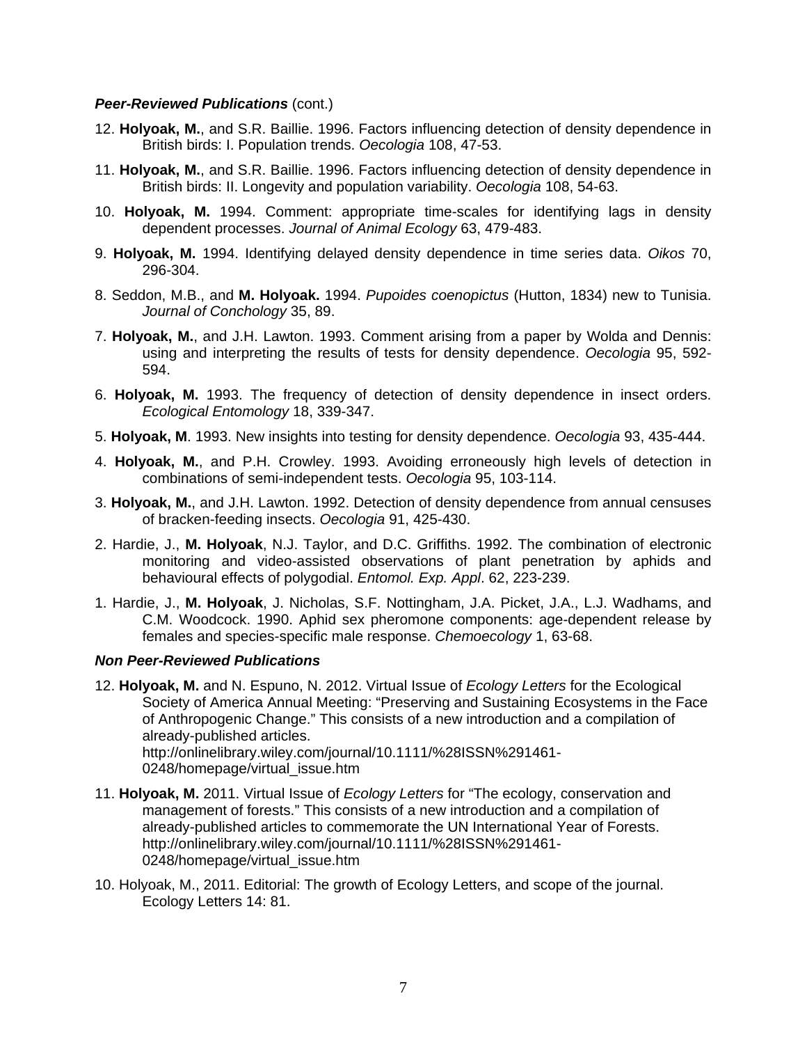***Peer-Reviewed Publications*** (cont.)

12. **Holyoak, M.**, and S.R. Baillie. 1996. Factors influencing detection of density dependence in British birds: I. Population trends. *Oecologia* 108, 47-53.

11. **Holyoak, M.**, and S.R. Baillie. 1996. Factors influencing detection of density dependence in British birds: II. Longevity and population variability. *Oecologia* 108, 54-63.

10. **Holyoak, M.** 1994. Comment: appropriate time-scales for identifying lags in density dependent processes. *Journal of Animal Ecology* 63, 479-483.

9. **Holyoak, M.** 1994. Identifying delayed density dependence in time series data. *Oikos* 70, 296-304.

8. Seddon, M.B., and **M. Holyoak.** 1994. *Pupoides coenopictus* (Hutton, 1834) new to Tunisia. *Journal of Conchology* 35, 89.

7. **Holyoak, M.**, and J.H. Lawton. 1993. Comment arising from a paper by Wolda and Dennis: using and interpreting the results of tests for density dependence. *Oecologia* 95, 592-594.

6. **Holyoak, M.** 1993. The frequency of detection of density dependence in insect orders. *Ecological Entomology* 18, 339-347.

5. **Holyoak, M**. 1993. New insights into testing for density dependence. *Oecologia* 93, 435-444.

4. **Holyoak, M.**, and P.H. Crowley. 1993. Avoiding erroneously high levels of detection in combinations of semi-independent tests. *Oecologia* 95, 103-114.

3. **Holyoak, M.**, and J.H. Lawton. 1992. Detection of density dependence from annual censuses of bracken-feeding insects. *Oecologia* 91, 425-430.

2. Hardie, J., **M. Holyoak**, N.J. Taylor, and D.C. Griffiths. 1992. The combination of electronic monitoring and video-assisted observations of plant penetration by aphids and behavioural effects of polygodial. *Entomol. Exp. Appl*. 62, 223-239.

1. Hardie, J., **M. Holyoak**, J. Nicholas, S.F. Nottingham, J.A. Picket, J.A., L.J. Wadhams, and C.M. Woodcock. 1990. Aphid sex pheromone components: age-dependent release by females and species-specific male response. *Chemoecology* 1, 63-68.

***Non Peer-Reviewed Publications***

12. **Holyoak, M.** and N. Espuno, N. 2012. Virtual Issue of *Ecology Letters* for the Ecological Society of America Annual Meeting: “Preserving and Sustaining Ecosystems in the Face of Anthropogenic Change.” This consists of a new introduction and a compilation of already-published articles. http://onlinelibrary.wiley.com/journal/10.1111/%28ISSN%291461-0248/homepage/virtual_issue.htm

11. **Holyoak, M.** 2011. Virtual Issue of *Ecology Letters* for “The ecology, conservation and management of forests.” This consists of a new introduction and a compilation of already-published articles to commemorate the UN International Year of Forests. http://onlinelibrary.wiley.com/journal/10.1111/%28ISSN%291461-0248/homepage/virtual_issue.htm

10. Holyoak, M., 2011. Editorial: The growth of Ecology Letters, and scope of the journal. Ecology Letters 14: 81.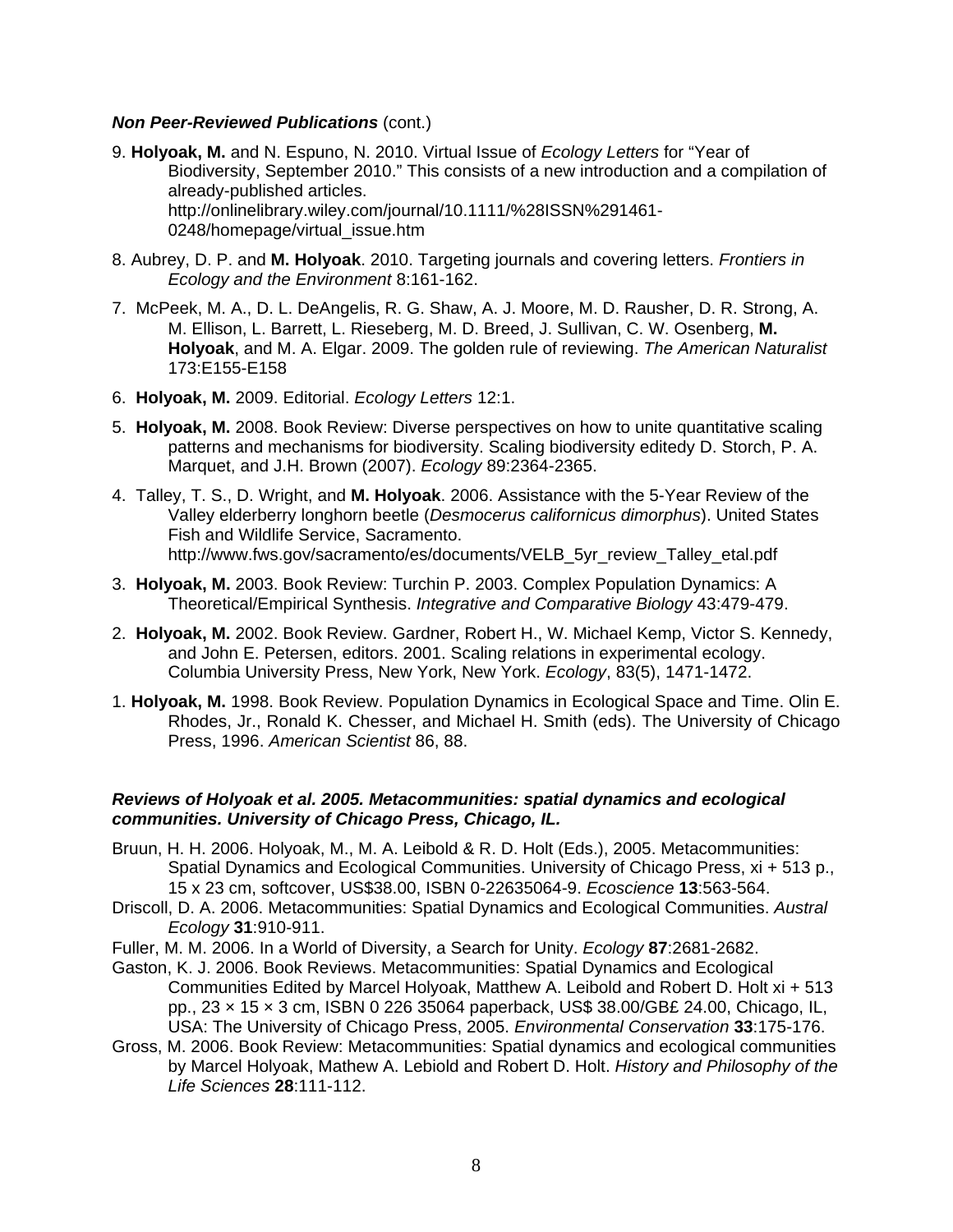***Non Peer-Reviewed Publications*** (cont.)

9. **Holyoak, M.** and N. Espuno, N. 2010. Virtual Issue of *Ecology Letters* for "Year of Biodiversity, September 2010." This consists of a new introduction and a compilation of already-published articles. http://onlinelibrary.wiley.com/journal/10.1111/%28ISSN%291461-0248/homepage/virtual_issue.htm

8. Aubrey, D. P. and **M. Holyoak**. 2010. Targeting journals and covering letters. *Frontiers in Ecology and the Environment* 8:161-162.

7. McPeek, M. A., D. L. DeAngelis, R. G. Shaw, A. J. Moore, M. D. Rausher, D. R. Strong, A. M. Ellison, L. Barrett, L. Rieseberg, M. D. Breed, J. Sullivan, C. W. Osenberg, **M. Holyoak**, and M. A. Elgar. 2009. The golden rule of reviewing. *The American Naturalist* 173:E155-E158

6. **Holyoak, M.** 2009. Editorial. *Ecology Letters* 12:1.

5. **Holyoak, M.** 2008. Book Review: Diverse perspectives on how to unite quantitative scaling patterns and mechanisms for biodiversity. Scaling biodiversity editedy D. Storch, P. A. Marquet, and J.H. Brown (2007). *Ecology* 89:2364-2365.

4. Talley, T. S., D. Wright, and **M. Holyoak**. 2006. Assistance with the 5-Year Review of the Valley elderberry longhorn beetle (*Desmocerus californicus dimorphus*). United States Fish and Wildlife Service, Sacramento. http://www.fws.gov/sacramento/es/documents/VELB_5yr_review_Talley_etal.pdf

3. **Holyoak, M.** 2003. Book Review: Turchin P. 2003. Complex Population Dynamics: A Theoretical/Empirical Synthesis. *Integrative and Comparative Biology* 43:479-479.

2. **Holyoak, M.** 2002. Book Review. Gardner, Robert H., W. Michael Kemp, Victor S. Kennedy, and John E. Petersen, editors. 2001. Scaling relations in experimental ecology. Columbia University Press, New York, New York. *Ecology*, 83(5), 1471-1472.

1. **Holyoak, M.** 1998. Book Review. Population Dynamics in Ecological Space and Time. Olin E. Rhodes, Jr., Ronald K. Chesser, and Michael H. Smith (eds). The University of Chicago Press, 1996. *American Scientist* 86, 88.

***Reviews of Holyoak et al. 2005. Metacommunities: spatial dynamics and ecological communities. University of Chicago Press, Chicago, IL.***

Bruun, H. H. 2006. Holyoak, M., M. A. Leibold & R. D. Holt (Eds.), 2005. Metacommunities: Spatial Dynamics and Ecological Communities. University of Chicago Press, xi + 513 p., 15 x 23 cm, softcover, US$38.00, ISBN 0-22635064-9. *Ecoscience* **13**:563-564.

Driscoll, D. A. 2006. Metacommunities: Spatial Dynamics and Ecological Communities. *Austral Ecology* **31**:910-911.

Fuller, M. M. 2006. In a World of Diversity, a Search for Unity. *Ecology* **87**:2681-2682.

Gaston, K. J. 2006. Book Reviews. Metacommunities: Spatial Dynamics and Ecological Communities Edited by Marcel Holyoak, Matthew A. Leibold and Robert D. Holt xi + 513 pp., 23 × 15 × 3 cm, ISBN 0 226 35064 paperback, US$ 38.00/GB£ 24.00, Chicago, IL, USA: The University of Chicago Press, 2005. *Environmental Conservation* **33**:175-176.

Gross, M. 2006. Book Review: Metacommunities: Spatial dynamics and ecological communities by Marcel Holyoak, Mathew A. Lebiold and Robert D. Holt. *History and Philosophy of the Life Sciences* **28**:111-112.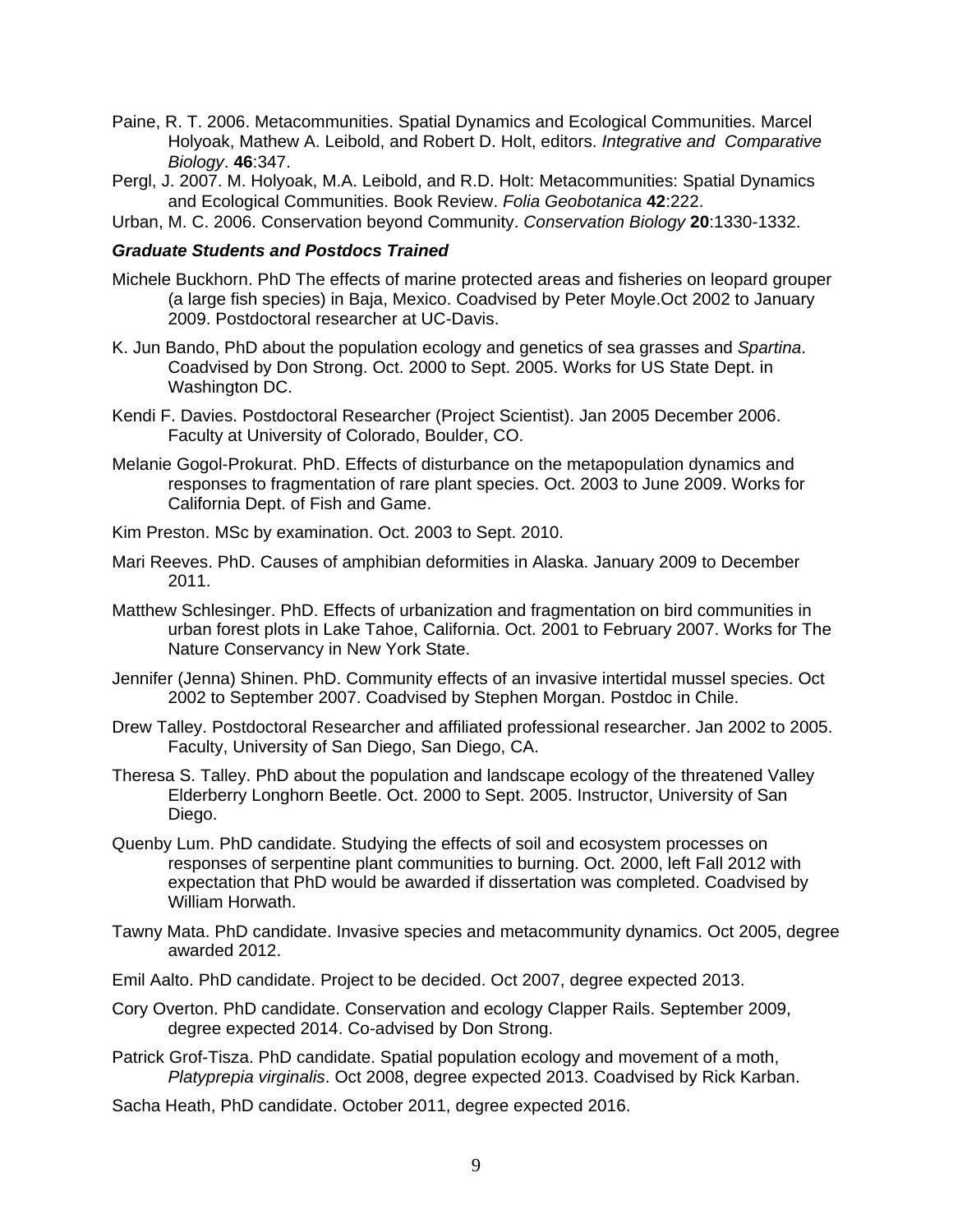Paine, R. T. 2006. Metacommunities. Spatial Dynamics and Ecological Communities. Marcel Holyoak, Mathew A. Leibold, and Robert D. Holt, editors. *Integrative and Comparative Biology*. **46**:347.

Pergl, J. 2007. M. Holyoak, M.A. Leibold, and R.D. Holt: Metacommunities: Spatial Dynamics and Ecological Communities. Book Review. *Folia Geobotanica* **42**:222.

Urban, M. C. 2006. Conservation beyond Community. *Conservation Biology* **20**:1330-1332.

***Graduate Students and Postdocs Trained***

Michele Buckhorn. PhD The effects of marine protected areas and fisheries on leopard grouper (a large fish species) in Baja, Mexico. Coadvised by Peter Moyle.Oct 2002 to January 2009. Postdoctoral researcher at UC-Davis.

K. Jun Bando, PhD about the population ecology and genetics of sea grasses and *Spartina*. Coadvised by Don Strong. Oct. 2000 to Sept. 2005. Works for US State Dept. in Washington DC.

Kendi F. Davies. Postdoctoral Researcher (Project Scientist). Jan 2005 December 2006. Faculty at University of Colorado, Boulder, CO.

Melanie Gogol-Prokurat. PhD. Effects of disturbance on the metapopulation dynamics and responses to fragmentation of rare plant species. Oct. 2003 to June 2009. Works for California Dept. of Fish and Game.

Kim Preston. MSc by examination. Oct. 2003 to Sept. 2010.

Mari Reeves. PhD. Causes of amphibian deformities in Alaska. January 2009 to December 2011.

Matthew Schlesinger. PhD. Effects of urbanization and fragmentation on bird communities in urban forest plots in Lake Tahoe, California. Oct. 2001 to February 2007. Works for The Nature Conservancy in New York State.

Jennifer (Jenna) Shinen. PhD. Community effects of an invasive intertidal mussel species. Oct 2002 to September 2007. Coadvised by Stephen Morgan. Postdoc in Chile.

Drew Talley. Postdoctoral Researcher and affiliated professional researcher. Jan 2002 to 2005. Faculty, University of San Diego, San Diego, CA.

Theresa S. Talley. PhD about the population and landscape ecology of the threatened Valley Elderberry Longhorn Beetle. Oct. 2000 to Sept. 2005. Instructor, University of San Diego.

Quenby Lum. PhD candidate. Studying the effects of soil and ecosystem processes on responses of serpentine plant communities to burning. Oct. 2000, left Fall 2012 with expectation that PhD would be awarded if dissertation was completed. Coadvised by William Horwath.

Tawny Mata. PhD candidate. Invasive species and metacommunity dynamics. Oct 2005, degree awarded 2012.

Emil Aalto. PhD candidate. Project to be decided. Oct 2007, degree expected 2013.

Cory Overton. PhD candidate. Conservation and ecology Clapper Rails. September 2009, degree expected 2014. Co-advised by Don Strong.

Patrick Grof-Tisza. PhD candidate. Spatial population ecology and movement of a moth, *Platyprepia virginalis*. Oct 2008, degree expected 2013. Coadvised by Rick Karban.

Sacha Heath, PhD candidate. October 2011, degree expected 2016.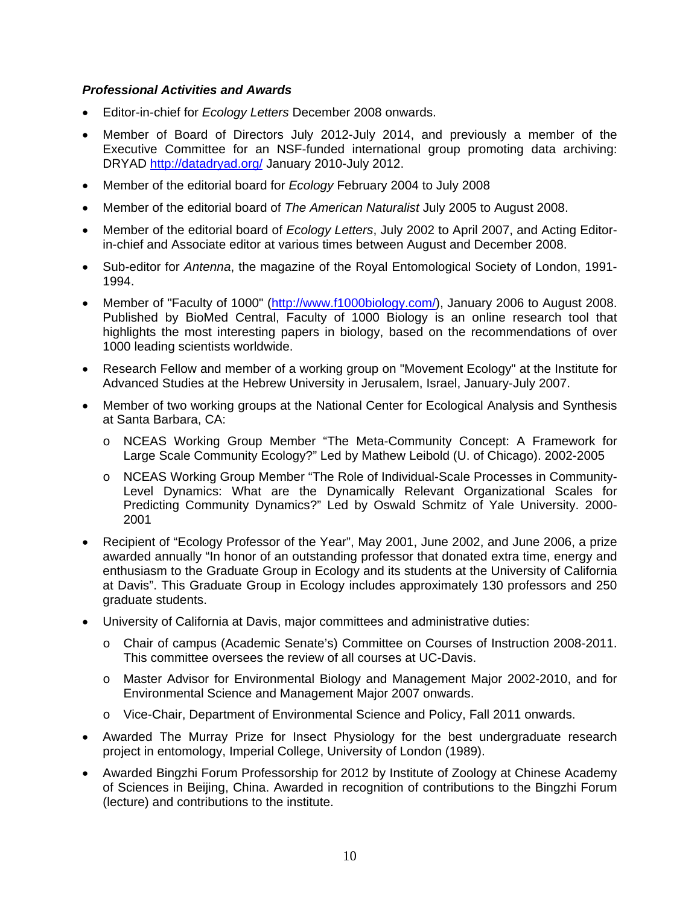### *Professional Activities and Awards*

- Editor-in-chief for *Ecology Letters* December 2008 onwards.
- Member of Board of Directors July 2012-July 2014, and previously a member of the Executive Committee for an NSF-funded international group promoting data archiving: DRYAD [http://datadryad.org/](http://datadryad.org/) January 2010-July 2012.
- Member of the editorial board for *Ecology* February 2004 to July 2008
- Member of the editorial board of *The American Naturalist* July 2005 to August 2008.
- Member of the editorial board of *Ecology Letters*, July 2002 to April 2007, and Acting Editor-in-chief and Associate editor at various times between August and December 2008.
- Sub-editor for *Antenna*, the magazine of the Royal Entomological Society of London, 1991-1994.
- Member of "Faculty of 1000" ([http://www.f1000biology.com/](http://www.f1000biology.com/)), January 2006 to August 2008. Published by BioMed Central, Faculty of 1000 Biology is an online research tool that highlights the most interesting papers in biology, based on the recommendations of over 1000 leading scientists worldwide.
- Research Fellow and member of a working group on "Movement Ecology" at the Institute for Advanced Studies at the Hebrew University in Jerusalem, Israel, January-July 2007.
- Member of two working groups at the National Center for Ecological Analysis and Synthesis at Santa Barbara, CA:
  - NCEAS Working Group Member "The Meta-Community Concept: A Framework for Large Scale Community Ecology?" Led by Mathew Leibold (U. of Chicago). 2002-2005
  - NCEAS Working Group Member "The Role of Individual-Scale Processes in Community-Level Dynamics: What are the Dynamically Relevant Organizational Scales for Predicting Community Dynamics?" Led by Oswald Schmitz of Yale University. 2000-2001
- Recipient of "Ecology Professor of the Year", May 2001, June 2002, and June 2006, a prize awarded annually "In honor of an outstanding professor that donated extra time, energy and enthusiasm to the Graduate Group in Ecology and its students at the University of California at Davis". This Graduate Group in Ecology includes approximately 130 professors and 250 graduate students.
- University of California at Davis, major committees and administrative duties:
  - Chair of campus (Academic Senate's) Committee on Courses of Instruction 2008-2011. This committee oversees the review of all courses at UC-Davis.
  - Master Advisor for Environmental Biology and Management Major 2002-2010, and for Environmental Science and Management Major 2007 onwards.
  - Vice-Chair, Department of Environmental Science and Policy, Fall 2011 onwards.
- Awarded The Murray Prize for Insect Physiology for the best undergraduate research project in entomology, Imperial College, University of London (1989).
- Awarded Bingzhi Forum Professorship for 2012 by Institute of Zoology at Chinese Academy of Sciences in Beijing, China. Awarded in recognition of contributions to the Bingzhi Forum (lecture) and contributions to the institute.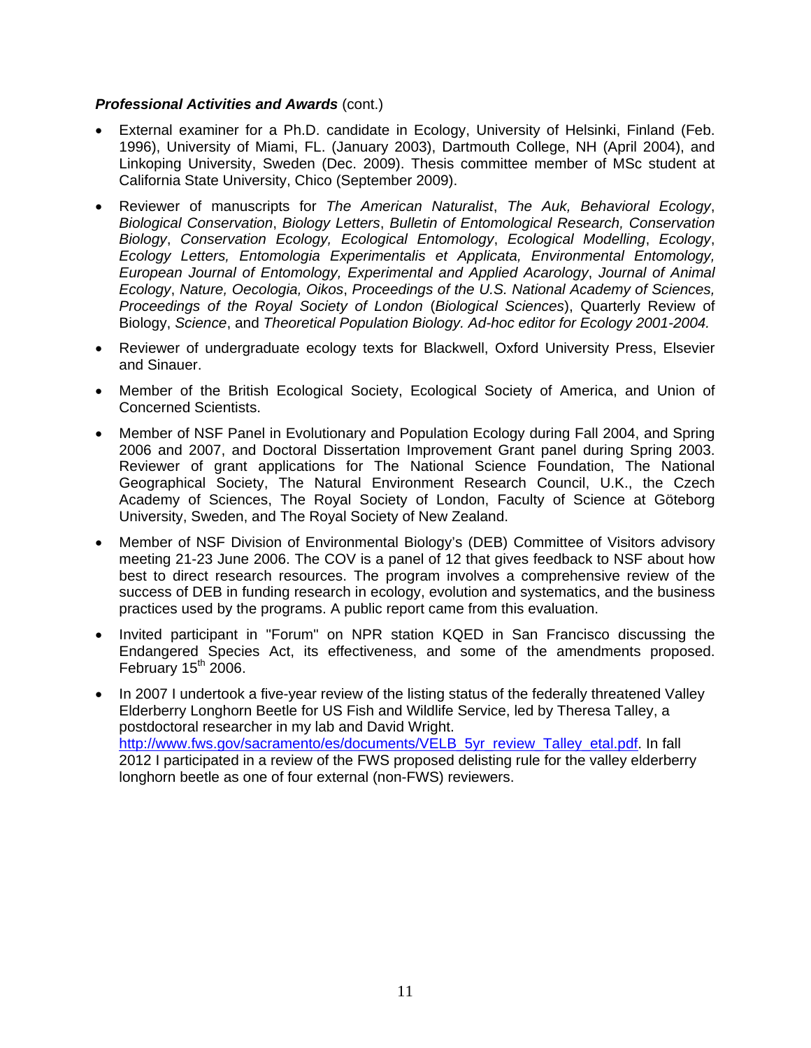***Professional Activities and Awards*** (cont.)

- External examiner for a Ph.D. candidate in Ecology, University of Helsinki, Finland (Feb. 1996), University of Miami, FL. (January 2003), Dartmouth College, NH (April 2004), and Linkoping University, Sweden (Dec. 2009). Thesis committee member of MSc student at California State University, Chico (September 2009).
- Reviewer of manuscripts for *The American Naturalist*, *The Auk, Behavioral Ecology*, *Biological Conservation*, *Biology Letters*, *Bulletin of Entomological Research, Conservation Biology*, *Conservation Ecology, Ecological Entomology*, *Ecological Modelling*, *Ecology*, *Ecology Letters, Entomologia Experimentalis et Applicata, Environmental Entomology, European Journal of Entomology, Experimental and Applied Acarology*, *Journal of Animal Ecology*, *Nature, Oecologia, Oikos*, *Proceedings of the U.S. National Academy of Sciences, Proceedings of the Royal Society of London* (*Biological Sciences*), Quarterly Review of Biology, *Science*, and *Theoretical Population Biology. Ad-hoc editor for Ecology 2001-2004.*
- Reviewer of undergraduate ecology texts for Blackwell, Oxford University Press, Elsevier and Sinauer.
- Member of the British Ecological Society, Ecological Society of America, and Union of Concerned Scientists.
- Member of NSF Panel in Evolutionary and Population Ecology during Fall 2004, and Spring 2006 and 2007, and Doctoral Dissertation Improvement Grant panel during Spring 2003. Reviewer of grant applications for The National Science Foundation, The National Geographical Society, The Natural Environment Research Council, U.K., the Czech Academy of Sciences, The Royal Society of London, Faculty of Science at Göteborg University, Sweden, and The Royal Society of New Zealand.
- Member of NSF Division of Environmental Biology's (DEB) Committee of Visitors advisory meeting 21-23 June 2006. The COV is a panel of 12 that gives feedback to NSF about how best to direct research resources. The program involves a comprehensive review of the success of DEB in funding research in ecology, evolution and systematics, and the business practices used by the programs. A public report came from this evaluation.
- Invited participant in "Forum" on NPR station KQED in San Francisco discussing the Endangered Species Act, its effectiveness, and some of the amendments proposed. February 15th 2006.
- In 2007 I undertook a five-year review of the listing status of the federally threatened Valley Elderberry Longhorn Beetle for US Fish and Wildlife Service, led by Theresa Talley, a postdoctoral researcher in my lab and David Wright. http://www.fws.gov/sacramento/es/documents/VELB_5yr_review_Talley_etal.pdf. In fall 2012 I participated in a review of the FWS proposed delisting rule for the valley elderberry longhorn beetle as one of four external (non-FWS) reviewers.